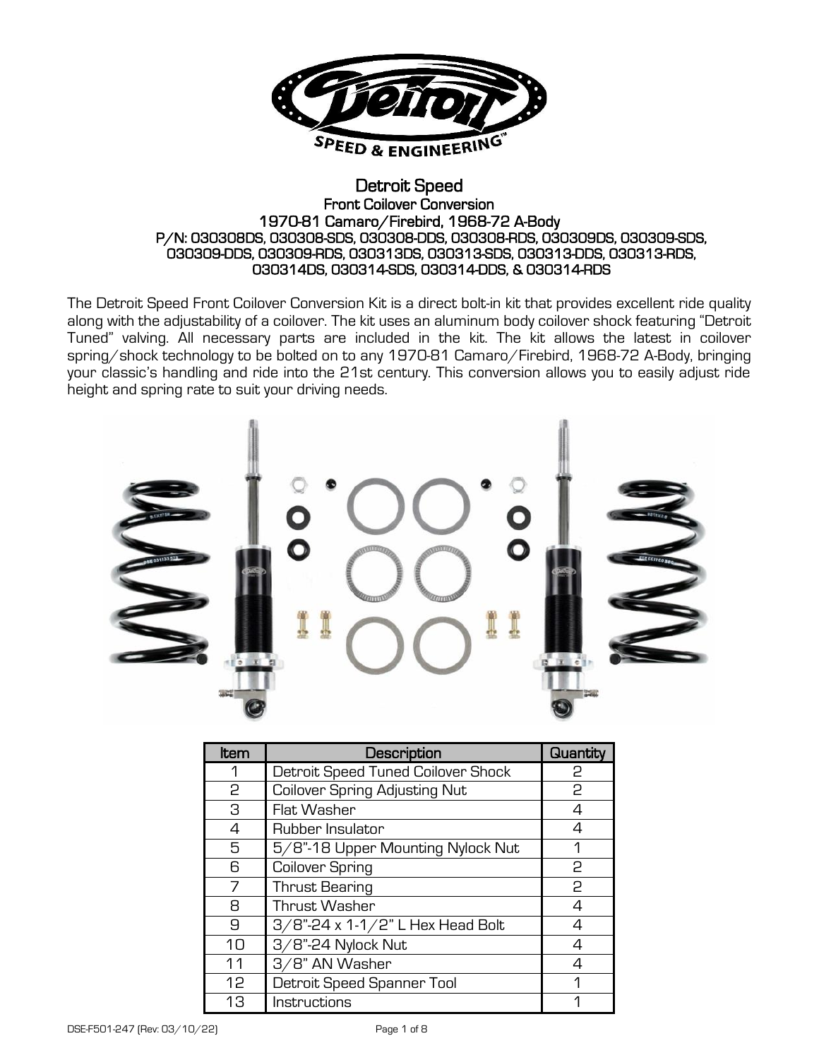# Detroit Speed

## Front Coilover Conversion

## 1970-81 Camaro/Firebird, 1968-72 A-Body

### P/N: 030308DS, 030308-SDS, 030308-DDS, 030308-RDS, 030309DS, 030309-SDS, 030309-DDS, 030309-RDS, 030313DS, 030313-SDS, 030313-DDS, 030313-RDS, 030314DS, 030314-SDS, 030314-DDS, & 030314-RDS

The Detroit Speed Front Coilover Conversion Kit is a direct bolt-in kit that provides excellent ride quality along with the adjustability of a coilover. The kit uses an aluminum body coilover shock featuring "Detroit Tuned" valving. All necessary parts are included in the kit. The kit allows the latest in coilover spring/shock technology to be bolted on to any 1970-81 Camaro/Firebird, 1968-72 A-Body, bringing your classic's handling and ride into the 21st century. This conversion allows you to easily adjust ride height and spring rate to suit your driving needs.

| Item | Description | Quantity |
|---|---|---|
| 1 | Detroit Speed Tuned Coilover Shock | 2 |
| 2 | Coilover Spring Adjusting Nut | 2 |
| 3 | Flat Washer | 4 |
| 4 | Rubber Insulator | 4 |
| 5 | 5/8"-18 Upper Mounting Nylock Nut | 1 |
| 6 | Coilover Spring | 2 |
| 7 | Thrust Bearing | 2 |
| 8 | Thrust Washer | 4 |
| 9 | 3/8"-24 x 1-1/2" L Hex Head Bolt | 4 |
| 10 | 3/8"-24 Nylock Nut | 4 |
| 11 | 3/8" AN Washer | 4 |
| 12 | Detroit Speed Spanner Tool | 1 |
| 13 | Instructions | 1 |

DSE-F501-247 (Rev: 03/10/22)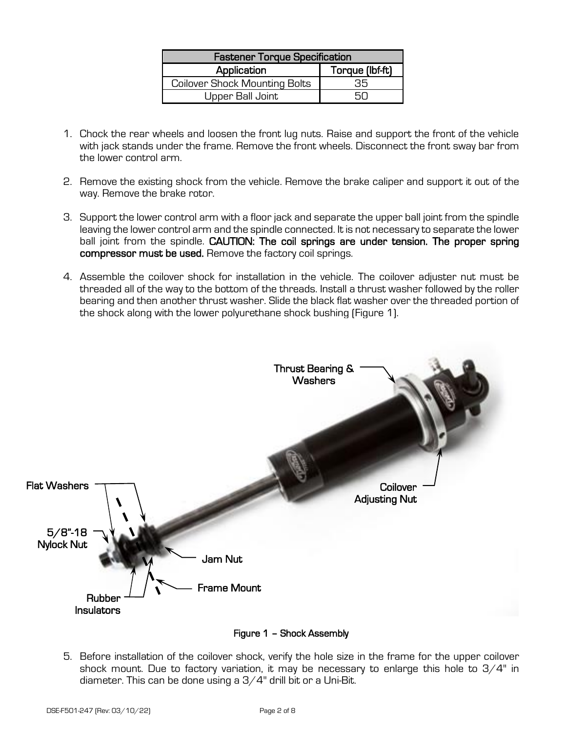| Fastener Torque Specification | |
|---|---|
| Application | Torque (lbf-ft) |
| Coilover Shock Mounting Bolts | 35 |
| Upper Ball Joint | 50 |

1. Chock the rear wheels and loosen the front lug nuts. Raise and support the front of the vehicle with jack stands under the frame. Remove the front wheels. Disconnect the front sway bar from the lower control arm.

2. Remove the existing shock from the vehicle. Remove the brake caliper and support it out of the way. Remove the brake rotor.

3. Support the lower control arm with a floor jack and separate the upper ball joint from the spindle leaving the lower control arm and the spindle connected. It is not necessary to separate the lower ball joint from the spindle. **CAUTION: The coil springs are under tension. The proper spring compressor must be used.** Remove the factory coil springs.

4. Assemble the coilover shock for installation in the vehicle. The coilover adjuster nut must be threaded all of the way to the bottom of the threads. Install a thrust washer followed by the roller bearing and then another thrust washer. Slide the black flat washer over the threaded portion of the shock along with the lower polyurethane shock bushing (Figure 1).

Thrust Bearing & Washers

Coilover Adjusting Nut

Flat Washers

5/8"-18 Nylock Nut

Jam Nut

Frame Mount

Rubber Insulators

Figure 1 – Shock Assembly

5. Before installation of the coilover shock, verify the hole size in the frame for the upper coilover shock mount. Due to factory variation, it may be necessary to enlarge this hole to 3/4" in diameter. This can be done using a 3/4" drill bit or a Uni-Bit.

DSE-F501-247 (Rev: 03/10/22)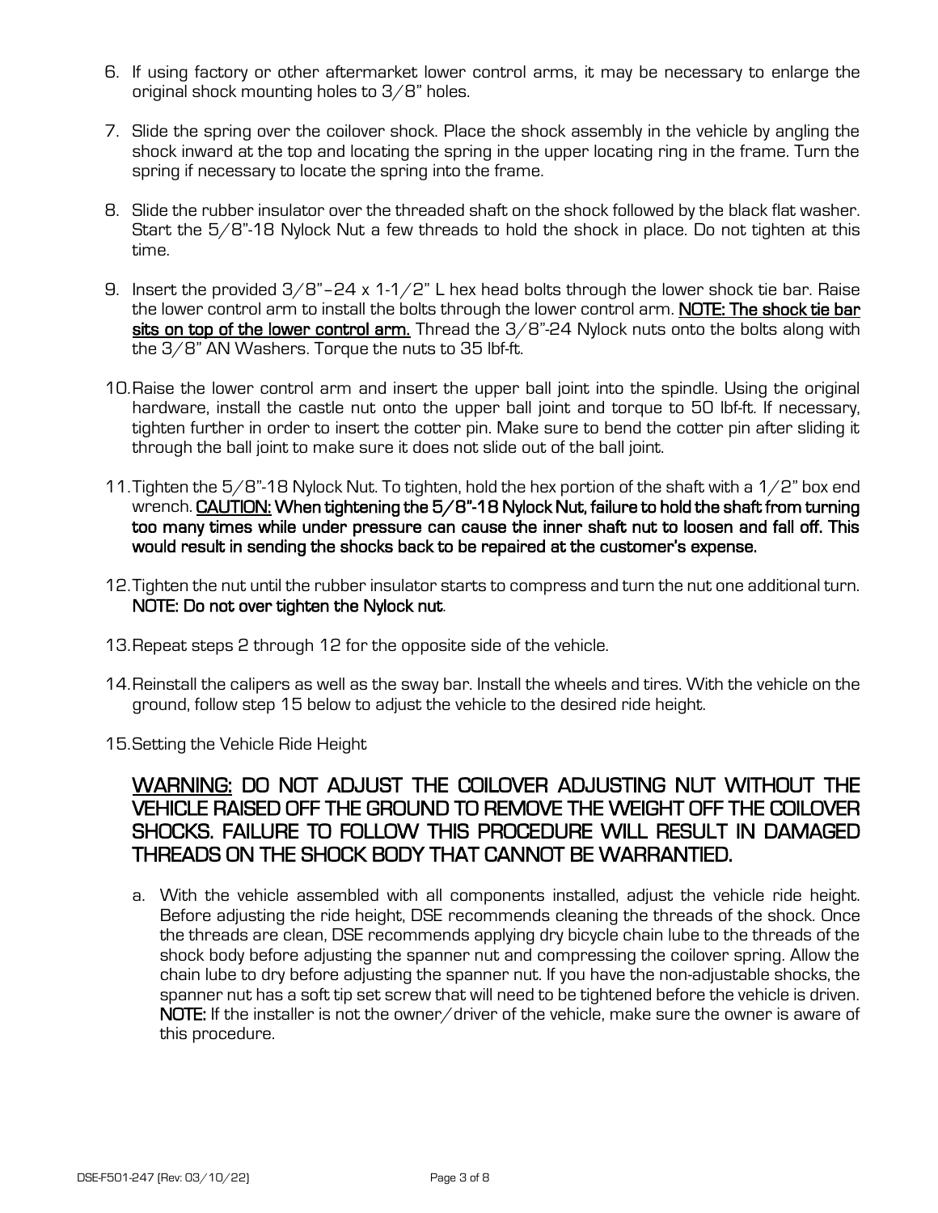6. If using factory or other aftermarket lower control arms, it may be necessary to enlarge the original shock mounting holes to 3/8" holes.

7. Slide the spring over the coilover shock. Place the shock assembly in the vehicle by angling the shock inward at the top and locating the spring in the upper locating ring in the frame. Turn the spring if necessary to locate the spring into the frame.

8. Slide the rubber insulator over the threaded shaft on the shock followed by the black flat washer. Start the 5/8"-18 Nylock Nut a few threads to hold the shock in place. Do not tighten at this time.

9. Insert the provided 3/8"–24 x 1-1/2" L hex head bolts through the lower shock tie bar. Raise the lower control arm to install the bolts through the lower control arm. **NOTE: The shock tie bar sits on top of the lower control arm.** Thread the 3/8"-24 Nylock nuts onto the bolts along with the 3/8" AN Washers. Torque the nuts to 35 lbf-ft.

10. Raise the lower control arm and insert the upper ball joint into the spindle. Using the original hardware, install the castle nut onto the upper ball joint and torque to 50 lbf-ft. If necessary, tighten further in order to insert the cotter pin. Make sure to bend the cotter pin after sliding it through the ball joint to make sure it does not slide out of the ball joint.

11. Tighten the 5/8"-18 Nylock Nut. To tighten, hold the hex portion of the shaft with a 1/2" box end wrench. **CAUTION: When tightening the 5/8"-18 Nylock Nut, failure to hold the shaft from turning too many times while under pressure can cause the inner shaft nut to loosen and fall off. This would result in sending the shocks back to be repaired at the customer's expense.**

12. Tighten the nut until the rubber insulator starts to compress and turn the nut one additional turn. **NOTE: Do not over tighten the Nylock nut**.

13. Repeat steps 2 through 12 for the opposite side of the vehicle.

14. Reinstall the calipers as well as the sway bar. Install the wheels and tires. With the vehicle on the ground, follow step 15 below to adjust the vehicle to the desired ride height.

15. Setting the Vehicle Ride Height

## WARNING: DO NOT ADJUST THE COILOVER ADJUSTING NUT WITHOUT THE VEHICLE RAISED OFF THE GROUND TO REMOVE THE WEIGHT OFF THE COILOVER SHOCKS. FAILURE TO FOLLOW THIS PROCEDURE WILL RESULT IN DAMAGED THREADS ON THE SHOCK BODY THAT CANNOT BE WARRANTIED.

a. With the vehicle assembled with all components installed, adjust the vehicle ride height. Before adjusting the ride height, DSE recommends cleaning the threads of the shock. Once the threads are clean, DSE recommends applying dry bicycle chain lube to the threads of the shock body before adjusting the spanner nut and compressing the coilover spring. Allow the chain lube to dry before adjusting the spanner nut. If you have the non-adjustable shocks, the spanner nut has a soft tip set screw that will need to be tightened before the vehicle is driven. **NOTE:** If the installer is not the owner/driver of the vehicle, make sure the owner is aware of this procedure.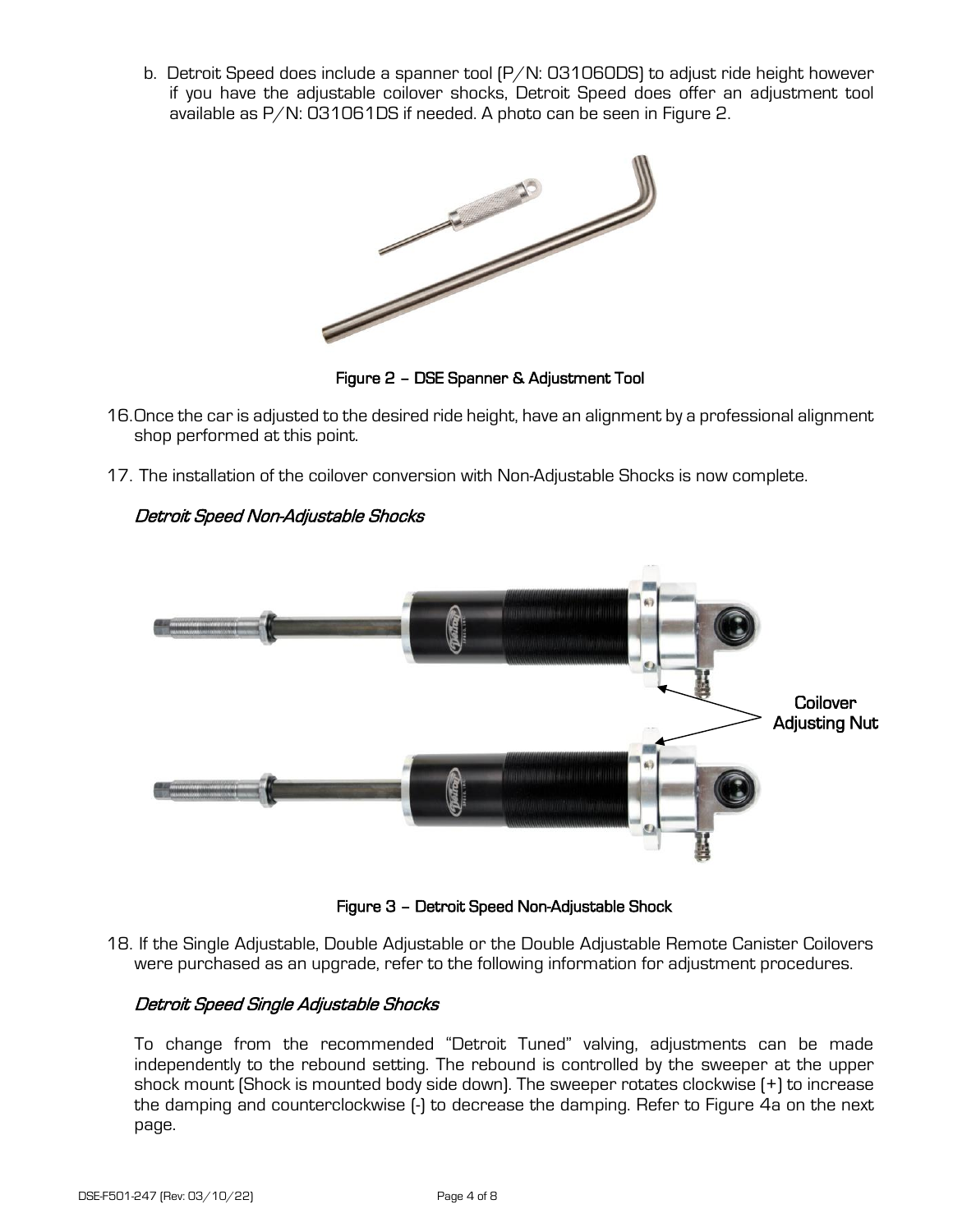b. Detroit Speed does include a spanner tool (P/N: 031060DS) to adjust ride height however if you have the adjustable coilover shocks, Detroit Speed does offer an adjustment tool available as P/N: 031061DS if needed. A photo can be seen in Figure 2.

Figure 2 – DSE Spanner & Adjustment Tool

16. Once the car is adjusted to the desired ride height, have an alignment by a professional alignment shop performed at this point.

17. The installation of the coilover conversion with Non-Adjustable Shocks is now complete.

*Detroit Speed Non-Adjustable Shocks*

Coilover Adjusting Nut

Figure 3 – Detroit Speed Non-Adjustable Shock

18. If the Single Adjustable, Double Adjustable or the Double Adjustable Remote Canister Coilovers were purchased as an upgrade, refer to the following information for adjustment procedures.

*Detroit Speed Single Adjustable Shocks*

To change from the recommended "Detroit Tuned" valving, adjustments can be made independently to the rebound setting. The rebound is controlled by the sweeper at the upper shock mount (Shock is mounted body side down). The sweeper rotates clockwise (+) to increase the damping and counterclockwise (-) to decrease the damping. Refer to Figure 4a on the next page.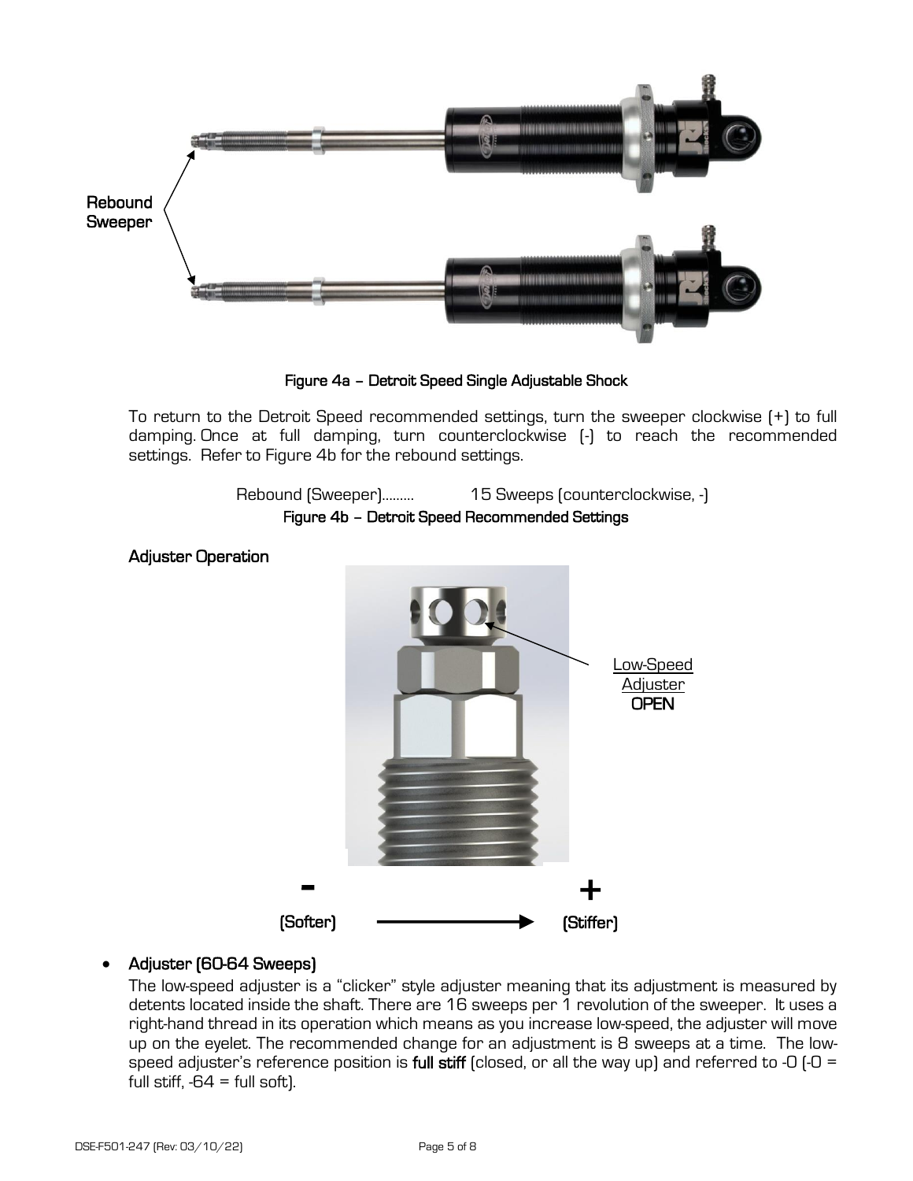Rebound Sweeper

**Figure 4a – Detroit Speed Single Adjustable Shock**

To return to the Detroit Speed recommended settings, turn the sweeper clockwise (+) to full damping. Once at full damping, turn counterclockwise (-) to reach the recommended settings. Refer to Figure 4b for the rebound settings.

Rebound (Sweeper)......... 15 Sweeps (counterclockwise, -)

**Figure 4b – Detroit Speed Recommended Settings**

**Adjuster Operation**

Low-Speed Adjuster **OPEN**

**-** **(Softer)** → **+** **(Stiffer)**

- **Adjuster (60-64 Sweeps)**

  The low-speed adjuster is a "clicker" style adjuster meaning that its adjustment is measured by detents located inside the shaft. There are 16 sweeps per 1 revolution of the sweeper. It uses a right-hand thread in its operation which means as you increase low-speed, the adjuster will move up on the eyelet. The recommended change for an adjustment is 8 sweeps at a time. The low-speed adjuster's reference position is **full stiff** (closed, or all the way up) and referred to -0 (-0 = full stiff, -64 = full soft).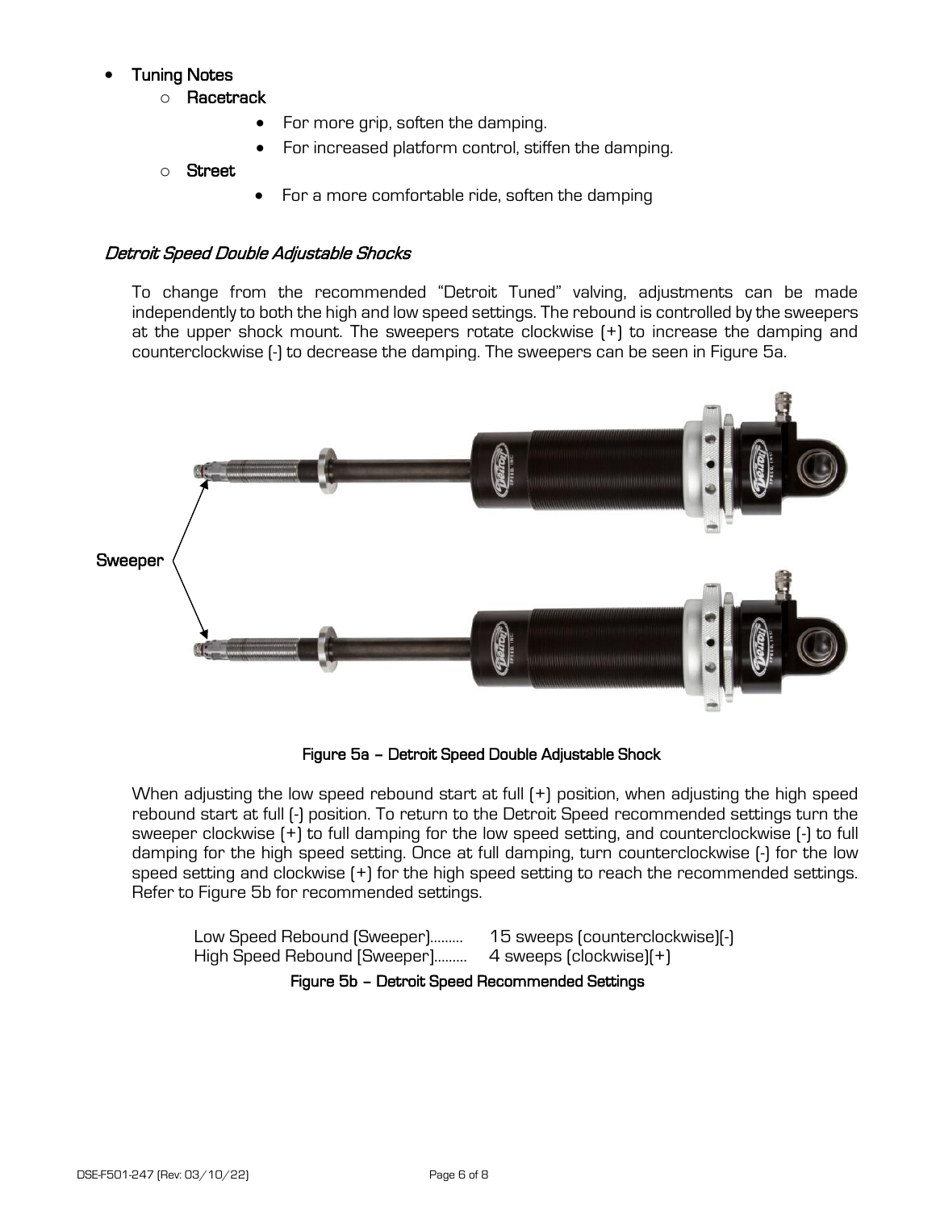- **Tuning Notes**
  - **Racetrack**
    - For more grip, soften the damping.
    - For increased platform control, stiffen the damping.
  - **Street**
    - For a more comfortable ride, soften the damping

### *Detroit Speed Double Adjustable Shocks*

To change from the recommended "Detroit Tuned" valving, adjustments can be made independently to both the high and low speed settings. The rebound is controlled by the sweepers at the upper shock mount. The sweepers rotate clockwise (+) to increase the damping and counterclockwise (-) to decrease the damping. The sweepers can be seen in Figure 5a.

Sweeper

**Figure 5a – Detroit Speed Double Adjustable Shock**

When adjusting the low speed rebound start at full (+) position, when adjusting the high speed rebound start at full (-) position. To return to the Detroit Speed recommended settings turn the sweeper clockwise (+) to full damping for the low speed setting, and counterclockwise (-) to full damping for the high speed setting. Once at full damping, turn counterclockwise (-) for the low speed setting and clockwise (+) for the high speed setting to reach the recommended settings. Refer to Figure 5b for recommended settings.

Low Speed Rebound (Sweeper)......... 15 sweeps (counterclockwise)(-)
High Speed Rebound (Sweeper)......... 4 sweeps (clockwise)(+)

**Figure 5b – Detroit Speed Recommended Settings**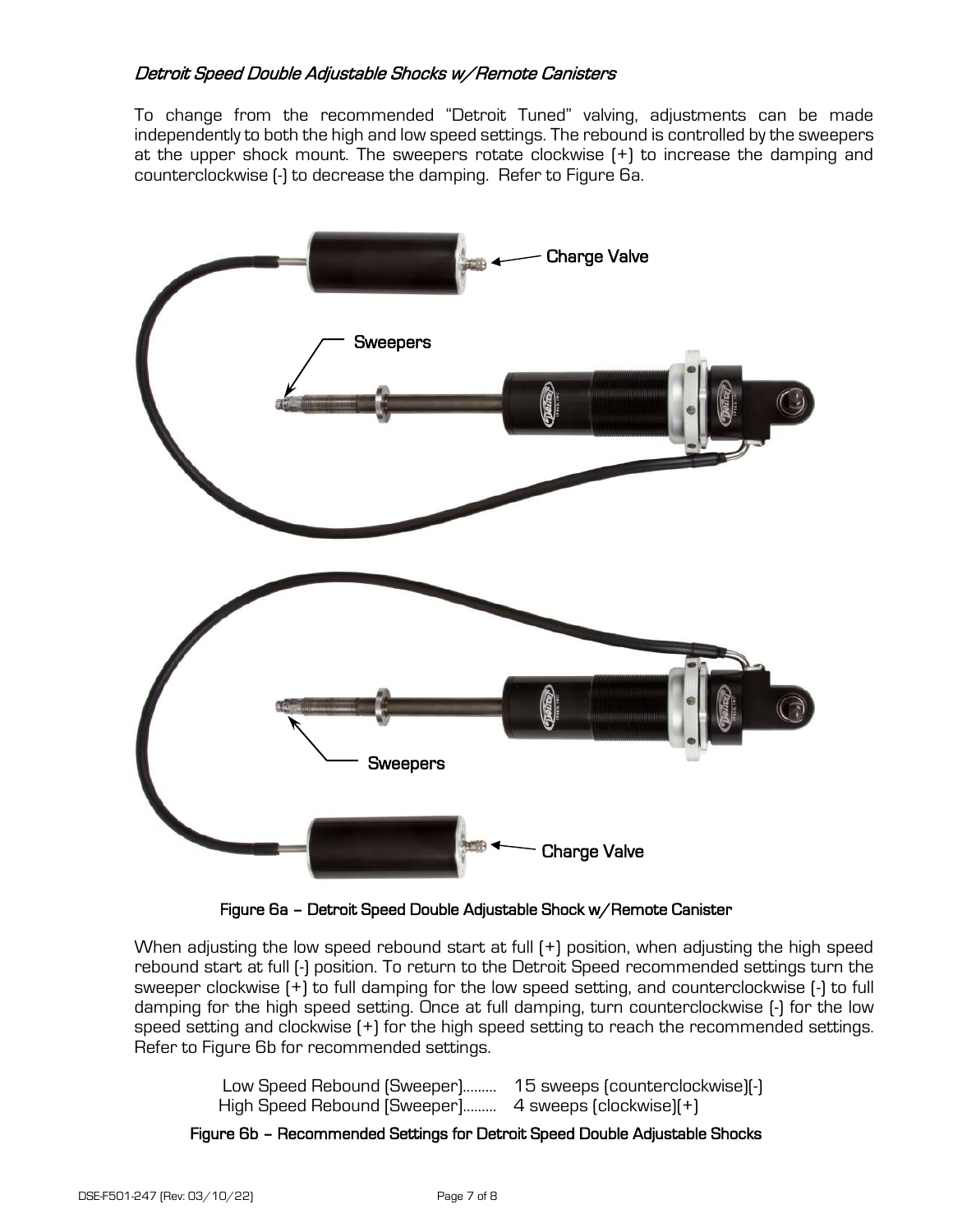### *Detroit Speed Double Adjustable Shocks w/Remote Canisters*

To change from the recommended "Detroit Tuned" valving, adjustments can be made independently to both the high and low speed settings. The rebound is controlled by the sweepers at the upper shock mount. The sweepers rotate clockwise (+) to increase the damping and counterclockwise (-) to decrease the damping. Refer to Figure 6a.

Figure 6a – Detroit Speed Double Adjustable Shock w/Remote Canister

When adjusting the low speed rebound start at full (+) position, when adjusting the high speed rebound start at full (-) position. To return to the Detroit Speed recommended settings turn the sweeper clockwise (+) to full damping for the low speed setting, and counterclockwise (-) to full damping for the high speed setting. Once at full damping, turn counterclockwise (-) for the low speed setting and clockwise (+) for the high speed setting to reach the recommended settings. Refer to Figure 6b for recommended settings.

Low Speed Rebound (Sweeper)......... 15 sweeps (counterclockwise)(-)
High Speed Rebound (Sweeper)......... 4 sweeps (clockwise)(+)

Figure 6b – Recommended Settings for Detroit Speed Double Adjustable Shocks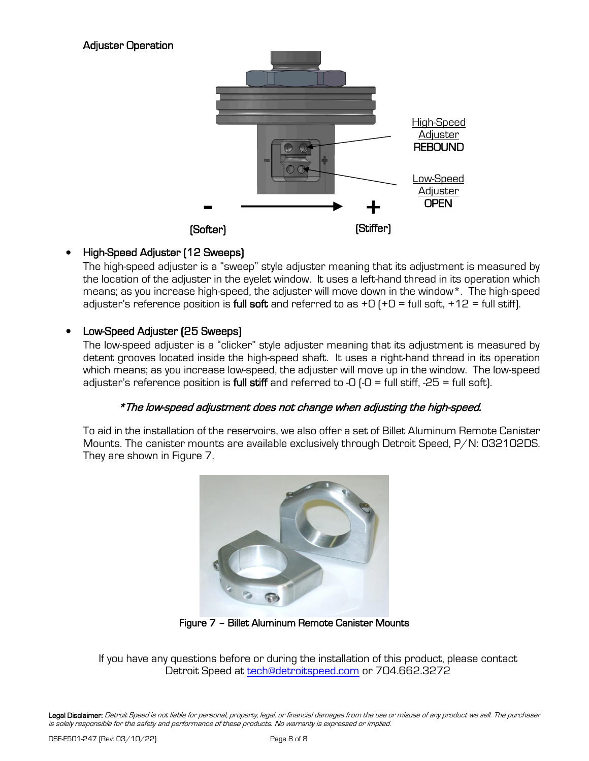## Adjuster Operation

High-Speed Adjuster
**REBOUND**

Low-Speed Adjuster
**OPEN**

**-** **+**

(Softer) (Stiffer)

- **High-Speed Adjuster (12 Sweeps)**
  The high-speed adjuster is a "sweep" style adjuster meaning that its adjustment is measured by the location of the adjuster in the eyelet window. It uses a left-hand thread in its operation which means; as you increase high-speed, the adjuster will move down in the window*. The high-speed adjuster's reference position is **full soft** and referred to as +0 (+0 = full soft, +12 = full stiff).

- **Low-Speed Adjuster (25 Sweeps)**
  The low-speed adjuster is a "clicker" style adjuster meaning that its adjustment is measured by detent grooves located inside the high-speed shaft. It uses a right-hand thread in its operation which means; as you increase low-speed, the adjuster will move up in the window. The low-speed adjuster's reference position is **full stiff** and referred to -0 (-0 = full stiff, -25 = full soft).

*\*The low-speed adjustment does not change when adjusting the high-speed.*

To aid in the installation of the reservoirs, we also offer a set of Billet Aluminum Remote Canister Mounts. The canister mounts are available exclusively through Detroit Speed, P/N: 032102DS. They are shown in Figure 7.

Figure 7 – Billet Aluminum Remote Canister Mounts

If you have any questions before or during the installation of this product, please contact Detroit Speed at tech@detroitspeed.com or 704.662.3272

**Legal Disclaimer:** *Detroit Speed is not liable for personal, property, legal, or financial damages from the use or misuse of any product we sell. The purchaser is solely responsible for the safety and performance of these products. No warranty is expressed or implied.*

DSE-F501-247 (Rev: 03/10/22)